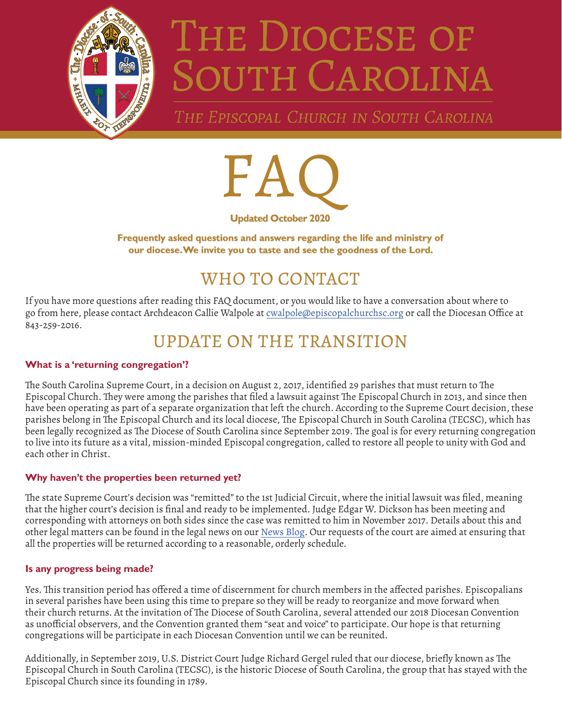# The Diocese of South Carolina

*The Episcopal Church in South Carolina*

# FAQ

**Updated October 2020**

**Frequently asked questions and answers regarding the life and ministry of our diocese. We invite you to taste and see the goodness of the Lord.**

## WHO TO CONTACT

If you have more questions after reading this FAQ document, or you would like to have a conversation about where to go from here, please contact Archdeacon Callie Walpole at cwalpole@episcopalchurchsc.org or call the Diocesan Office at 843-259-2016.

## UPDATE ON THE TRANSITION

### What is a 'returning congregation'?

The South Carolina Supreme Court, in a decision on August 2, 2017, identified 29 parishes that must return to The Episcopal Church. They were among the parishes that filed a lawsuit against The Episcopal Church in 2013, and since then have been operating as part of a separate organization that left the church. According to the Supreme Court decision, these parishes belong in The Episcopal Church and its local diocese, The Episcopal Church in South Carolina (TECSC), which has been legally recognized as The Diocese of South Carolina since September 2019. The goal is for every returning congregation to live into its future as a vital, mission-minded Episcopal congregation, called to restore all people to unity with God and each other in Christ.

### Why haven't the properties been returned yet?

The state Supreme Court's decision was "remitted" to the 1st Judicial Circuit, where the initial lawsuit was filed, meaning that the higher court's decision is final and ready to be implemented. Judge Edgar W. Dickson has been meeting and corresponding with attorneys on both sides since the case was remitted to him in November 2017. Details about this and other legal matters can be found in the legal news on our News Blog. Our requests of the court are aimed at ensuring that all the properties will be returned according to a reasonable, orderly schedule.

### Is any progress being made?

Yes. This transition period has offered a time of discernment for church members in the affected parishes. Episcopalians in several parishes have been using this time to prepare so they will be ready to reorganize and move forward when their church returns. At the invitation of The Diocese of South Carolina, several attended our 2018 Diocesan Convention as unofficial observers, and the Convention granted them "seat and voice" to participate. Our hope is that returning congregations will be participate in each Diocesan Convention until we can be reunited.

Additionally, in September 2019, U.S. District Court Judge Richard Gergel ruled that our diocese, briefly known as The Episcopal Church in South Carolina (TECSC), is the historic Diocese of South Carolina, the group that has stayed with the Episcopal Church since its founding in 1789.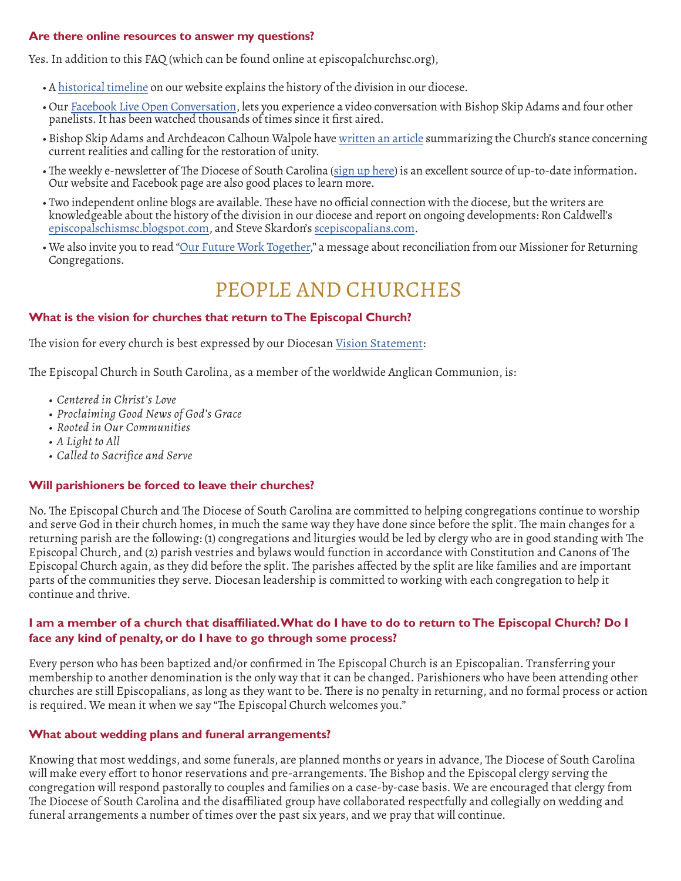### Are there online resources to answer my questions?

Yes. In addition to this FAQ (which can be found online at episcopalchurchsc.org),

- A historical timeline on our website explains the history of the division in our diocese.
- Our Facebook Live Open Conversation, lets you experience a video conversation with Bishop Skip Adams and four other panelists. It has been watched thousands of times since it first aired.
- Bishop Skip Adams and Archdeacon Calhoun Walpole have written an article summarizing the Church's stance concerning current realities and calling for the restoration of unity.
- The weekly e-newsletter of The Diocese of South Carolina (sign up here) is an excellent source of up-to-date information. Our website and Facebook page are also good places to learn more.
- Two independent online blogs are available. These have no official connection with the diocese, but the writers are knowledgeable about the history of the division in our diocese and report on ongoing developments: Ron Caldwell's episcopalschismsc.blogspot.com, and Steve Skardon's scepiscopalians.com.
- We also invite you to read "Our Future Work Together," a message about reconciliation from our Missioner for Returning Congregations.

## PEOPLE AND CHURCHES

### What is the vision for churches that return to The Episcopal Church?

The vision for every church is best expressed by our Diocesan Vision Statement:

The Episcopal Church in South Carolina, as a member of the worldwide Anglican Communion, is:

- *Centered in Christ's Love*
- *Proclaiming Good News of God's Grace*
- *Rooted in Our Communities*
- *A Light to All*
- *Called to Sacrifice and Serve*

### Will parishioners be forced to leave their churches?

No. The Episcopal Church and The Diocese of South Carolina are committed to helping congregations continue to worship and serve God in their church homes, in much the same way they have done since before the split. The main changes for a returning parish are the following: (1) congregations and liturgies would be led by clergy who are in good standing with The Episcopal Church, and (2) parish vestries and bylaws would function in accordance with Constitution and Canons of The Episcopal Church again, as they did before the split. The parishes affected by the split are like families and are important parts of the communities they serve. Diocesan leadership is committed to working with each congregation to help it continue and thrive.

### I am a member of a church that disaffiliated. What do I have to do to return to The Episcopal Church? Do I face any kind of penalty, or do I have to go through some process?

Every person who has been baptized and/or confirmed in The Episcopal Church is an Episcopalian. Transferring your membership to another denomination is the only way that it can be changed. Parishioners who have been attending other churches are still Episcopalians, as long as they want to be. There is no penalty in returning, and no formal process or action is required. We mean it when we say "The Episcopal Church welcomes you."

### What about wedding plans and funeral arrangements?

Knowing that most weddings, and some funerals, are planned months or years in advance, The Diocese of South Carolina will make every effort to honor reservations and pre-arrangements. The Bishop and the Episcopal clergy serving the congregation will respond pastorally to couples and families on a case-by-case basis. We are encouraged that clergy from The Diocese of South Carolina and the disaffiliated group have collaborated respectfully and collegially on wedding and funeral arrangements a number of times over the past six years, and we pray that will continue.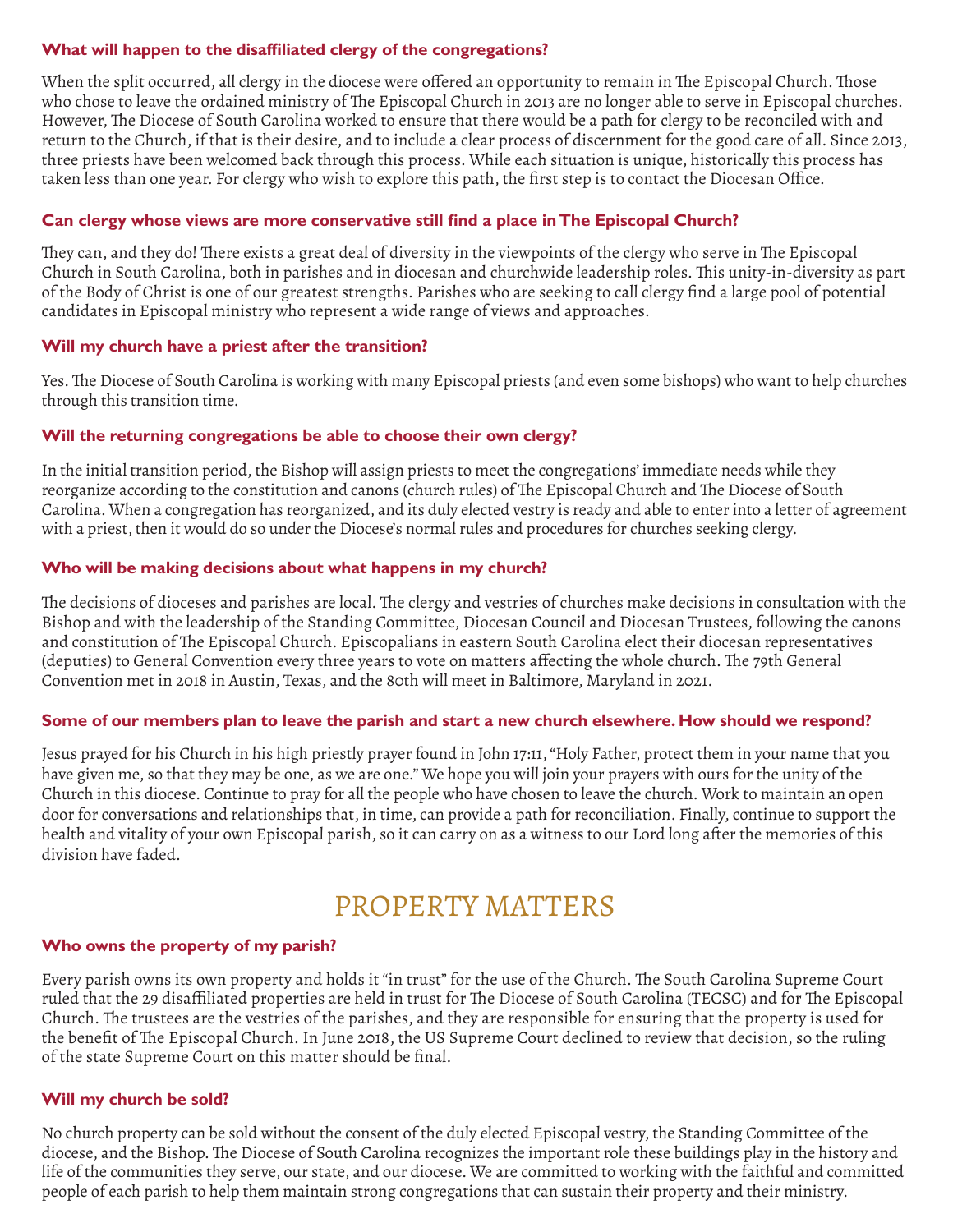### What will happen to the disaffiliated clergy of the congregations?

When the split occurred, all clergy in the diocese were offered an opportunity to remain in The Episcopal Church. Those who chose to leave the ordained ministry of The Episcopal Church in 2013 are no longer able to serve in Episcopal churches. However, The Diocese of South Carolina worked to ensure that there would be a path for clergy to be reconciled with and return to the Church, if that is their desire, and to include a clear process of discernment for the good care of all. Since 2013, three priests have been welcomed back through this process. While each situation is unique, historically this process has taken less than one year. For clergy who wish to explore this path, the first step is to contact the Diocesan Office.

### Can clergy whose views are more conservative still find a place in The Episcopal Church?

They can, and they do! There exists a great deal of diversity in the viewpoints of the clergy who serve in The Episcopal Church in South Carolina, both in parishes and in diocesan and churchwide leadership roles. This unity-in-diversity as part of the Body of Christ is one of our greatest strengths. Parishes who are seeking to call clergy find a large pool of potential candidates in Episcopal ministry who represent a wide range of views and approaches.

### Will my church have a priest after the transition?

Yes. The Diocese of South Carolina is working with many Episcopal priests (and even some bishops) who want to help churches through this transition time.

### Will the returning congregations be able to choose their own clergy?

In the initial transition period, the Bishop will assign priests to meet the congregations' immediate needs while they reorganize according to the constitution and canons (church rules) of The Episcopal Church and The Diocese of South Carolina. When a congregation has reorganized, and its duly elected vestry is ready and able to enter into a letter of agreement with a priest, then it would do so under the Diocese's normal rules and procedures for churches seeking clergy.

### Who will be making decisions about what happens in my church?

The decisions of dioceses and parishes are local. The clergy and vestries of churches make decisions in consultation with the Bishop and with the leadership of the Standing Committee, Diocesan Council and Diocesan Trustees, following the canons and constitution of The Episcopal Church. Episcopalians in eastern South Carolina elect their diocesan representatives (deputies) to General Convention every three years to vote on matters affecting the whole church. The 79th General Convention met in 2018 in Austin, Texas, and the 80th will meet in Baltimore, Maryland in 2021.

### Some of our members plan to leave the parish and start a new church elsewhere. How should we respond?

Jesus prayed for his Church in his high priestly prayer found in John 17:11, "Holy Father, protect them in your name that you have given me, so that they may be one, as we are one." We hope you will join your prayers with ours for the unity of the Church in this diocese. Continue to pray for all the people who have chosen to leave the church. Work to maintain an open door for conversations and relationships that, in time, can provide a path for reconciliation. Finally, continue to support the health and vitality of your own Episcopal parish, so it can carry on as a witness to our Lord long after the memories of this division have faded.

## PROPERTY MATTERS

### Who owns the property of my parish?

Every parish owns its own property and holds it "in trust" for the use of the Church. The South Carolina Supreme Court ruled that the 29 disaffiliated properties are held in trust for The Diocese of South Carolina (TECSC) and for The Episcopal Church. The trustees are the vestries of the parishes, and they are responsible for ensuring that the property is used for the benefit of The Episcopal Church. In June 2018, the US Supreme Court declined to review that decision, so the ruling of the state Supreme Court on this matter should be final.

### Will my church be sold?

No church property can be sold without the consent of the duly elected Episcopal vestry, the Standing Committee of the diocese, and the Bishop. The Diocese of South Carolina recognizes the important role these buildings play in the history and life of the communities they serve, our state, and our diocese. We are committed to working with the faithful and committed people of each parish to help them maintain strong congregations that can sustain their property and their ministry.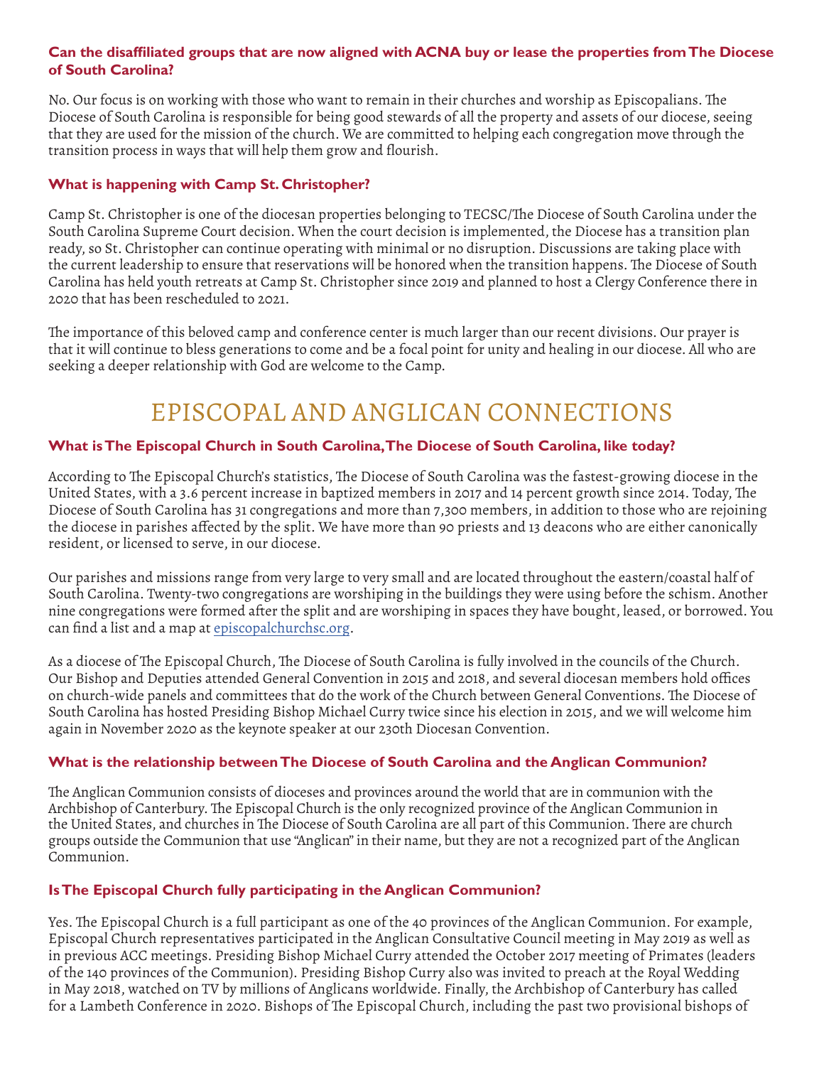### Can the disaffiliated groups that are now aligned with ACNA buy or lease the properties from The Diocese of South Carolina?

No. Our focus is on working with those who want to remain in their churches and worship as Episcopalians. The Diocese of South Carolina is responsible for being good stewards of all the property and assets of our diocese, seeing that they are used for the mission of the church. We are committed to helping each congregation move through the transition process in ways that will help them grow and flourish.

### What is happening with Camp St. Christopher?

Camp St. Christopher is one of the diocesan properties belonging to TECSC/The Diocese of South Carolina under the South Carolina Supreme Court decision. When the court decision is implemented, the Diocese has a transition plan ready, so St. Christopher can continue operating with minimal or no disruption. Discussions are taking place with the current leadership to ensure that reservations will be honored when the transition happens. The Diocese of South Carolina has held youth retreats at Camp St. Christopher since 2019 and planned to host a Clergy Conference there in 2020 that has been rescheduled to 2021.

The importance of this beloved camp and conference center is much larger than our recent divisions. Our prayer is that it will continue to bless generations to come and be a focal point for unity and healing in our diocese. All who are seeking a deeper relationship with God are welcome to the Camp.

## EPISCOPAL AND ANGLICAN CONNECTIONS

### What is The Episcopal Church in South Carolina, The Diocese of South Carolina, like today?

According to The Episcopal Church's statistics, The Diocese of South Carolina was the fastest-growing diocese in the United States, with a 3.6 percent increase in baptized members in 2017 and 14 percent growth since 2014. Today, The Diocese of South Carolina has 31 congregations and more than 7,300 members, in addition to those who are rejoining the diocese in parishes affected by the split. We have more than 90 priests and 13 deacons who are either canonically resident, or licensed to serve, in our diocese.

Our parishes and missions range from very large to very small and are located throughout the eastern/coastal half of South Carolina. Twenty-two congregations are worshiping in the buildings they were using before the schism. Another nine congregations were formed after the split and are worshiping in spaces they have bought, leased, or borrowed. You can find a list and a map at episcopalchurchsc.org.

As a diocese of The Episcopal Church, The Diocese of South Carolina is fully involved in the councils of the Church. Our Bishop and Deputies attended General Convention in 2015 and 2018, and several diocesan members hold offices on church-wide panels and committees that do the work of the Church between General Conventions. The Diocese of South Carolina has hosted Presiding Bishop Michael Curry twice since his election in 2015, and we will welcome him again in November 2020 as the keynote speaker at our 230th Diocesan Convention.

### What is the relationship between The Diocese of South Carolina and the Anglican Communion?

The Anglican Communion consists of dioceses and provinces around the world that are in communion with the Archbishop of Canterbury. The Episcopal Church is the only recognized province of the Anglican Communion in the United States, and churches in The Diocese of South Carolina are all part of this Communion. There are church groups outside the Communion that use "Anglican" in their name, but they are not a recognized part of the Anglican Communion.

### Is The Episcopal Church fully participating in the Anglican Communion?

Yes. The Episcopal Church is a full participant as one of the 40 provinces of the Anglican Communion. For example, Episcopal Church representatives participated in the Anglican Consultative Council meeting in May 2019 as well as in previous ACC meetings. Presiding Bishop Michael Curry attended the October 2017 meeting of Primates (leaders of the 140 provinces of the Communion). Presiding Bishop Curry also was invited to preach at the Royal Wedding in May 2018, watched on TV by millions of Anglicans worldwide. Finally, the Archbishop of Canterbury has called for a Lambeth Conference in 2020. Bishops of The Episcopal Church, including the past two provisional bishops of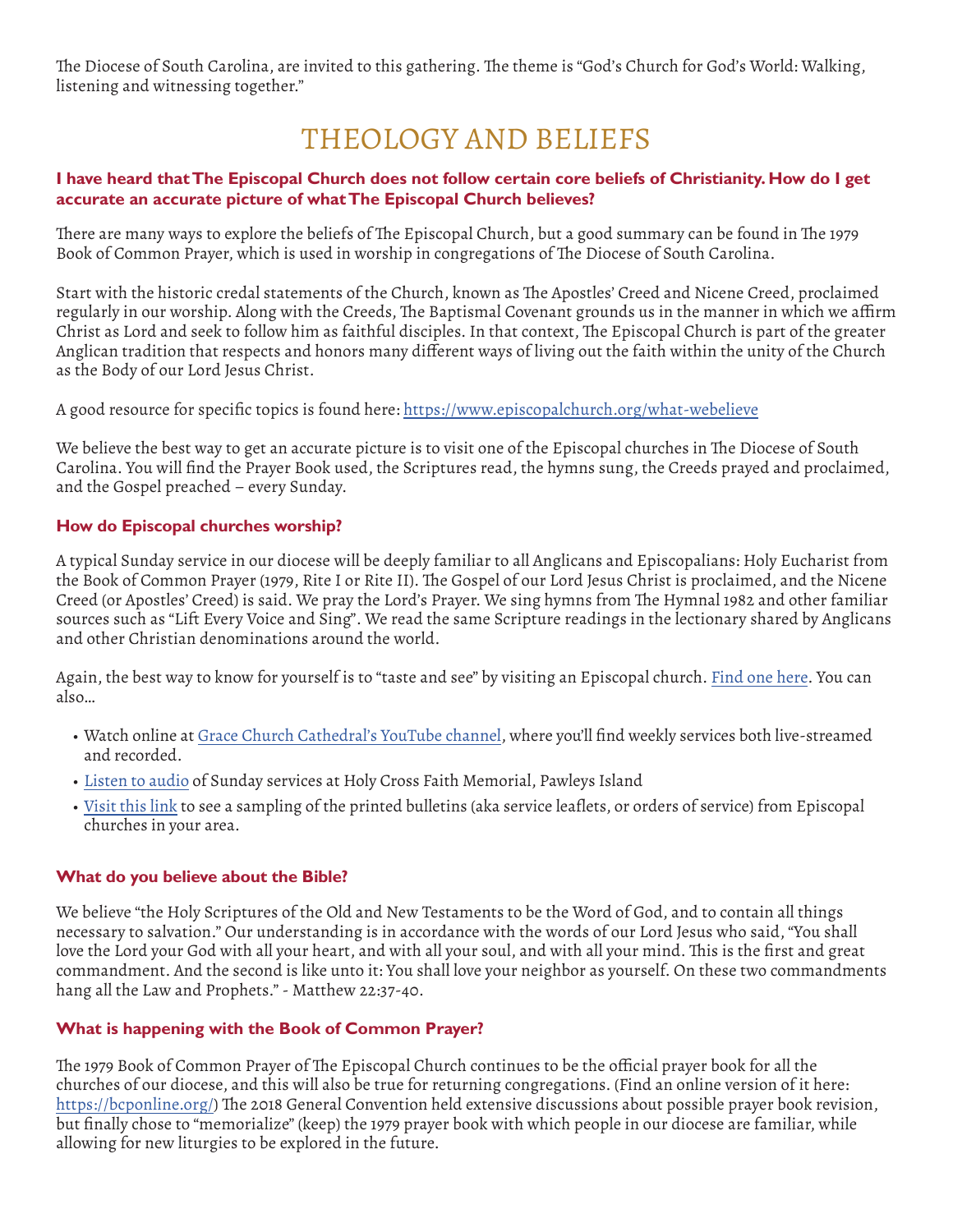The Diocese of South Carolina, are invited to this gathering. The theme is "God's Church for God's World: Walking, listening and witnessing together."

# THEOLOGY AND BELIEFS

### I have heard that The Episcopal Church does not follow certain core beliefs of Christianity. How do I get accurate an accurate picture of what The Episcopal Church believes?

There are many ways to explore the beliefs of The Episcopal Church, but a good summary can be found in The 1979 Book of Common Prayer, which is used in worship in congregations of The Diocese of South Carolina.

Start with the historic credal statements of the Church, known as The Apostles' Creed and Nicene Creed, proclaimed regularly in our worship. Along with the Creeds, The Baptismal Covenant grounds us in the manner in which we affirm Christ as Lord and seek to follow him as faithful disciples. In that context, The Episcopal Church is part of the greater Anglican tradition that respects and honors many different ways of living out the faith within the unity of the Church as the Body of our Lord Jesus Christ.

A good resource for specific topics is found here: [https://www.episcopalchurch.org/what-webelieve](https://www.episcopalchurch.org/what-webelieve)

We believe the best way to get an accurate picture is to visit one of the Episcopal churches in The Diocese of South Carolina. You will find the Prayer Book used, the Scriptures read, the hymns sung, the Creeds prayed and proclaimed, and the Gospel preached – every Sunday.

### How do Episcopal churches worship?

A typical Sunday service in our diocese will be deeply familiar to all Anglicans and Episcopalians: Holy Eucharist from the Book of Common Prayer (1979, Rite I or Rite II). The Gospel of our Lord Jesus Christ is proclaimed, and the Nicene Creed (or Apostles' Creed) is said. We pray the Lord's Prayer. We sing hymns from The Hymnal 1982 and other familiar sources such as "Lift Every Voice and Sing". We read the same Scripture readings in the lectionary shared by Anglicans and other Christian denominations around the world.

Again, the best way to know for yourself is to "taste and see" by visiting an Episcopal church. Find one here. You can also...

- Watch online at Grace Church Cathedral's YouTube channel, where you'll find weekly services both live-streamed and recorded.
- Listen to audio of Sunday services at Holy Cross Faith Memorial, Pawleys Island
- Visit this link to see a sampling of the printed bulletins (aka service leaflets, or orders of service) from Episcopal churches in your area.

### What do you believe about the Bible?

We believe "the Holy Scriptures of the Old and New Testaments to be the Word of God, and to contain all things necessary to salvation." Our understanding is in accordance with the words of our Lord Jesus who said, "You shall love the Lord your God with all your heart, and with all your soul, and with all your mind. This is the first and great commandment. And the second is like unto it: You shall love your neighbor as yourself. On these two commandments hang all the Law and Prophets." - Matthew 22:37-40.

### What is happening with the Book of Common Prayer?

The 1979 Book of Common Prayer of The Episcopal Church continues to be the official prayer book for all the churches of our diocese, and this will also be true for returning congregations. (Find an online version of it here: [https://bcponline.org/](https://bcponline.org/)) The 2018 General Convention held extensive discussions about possible prayer book revision, but finally chose to "memorialize" (keep) the 1979 prayer book with which people in our diocese are familiar, while allowing for new liturgies to be explored in the future.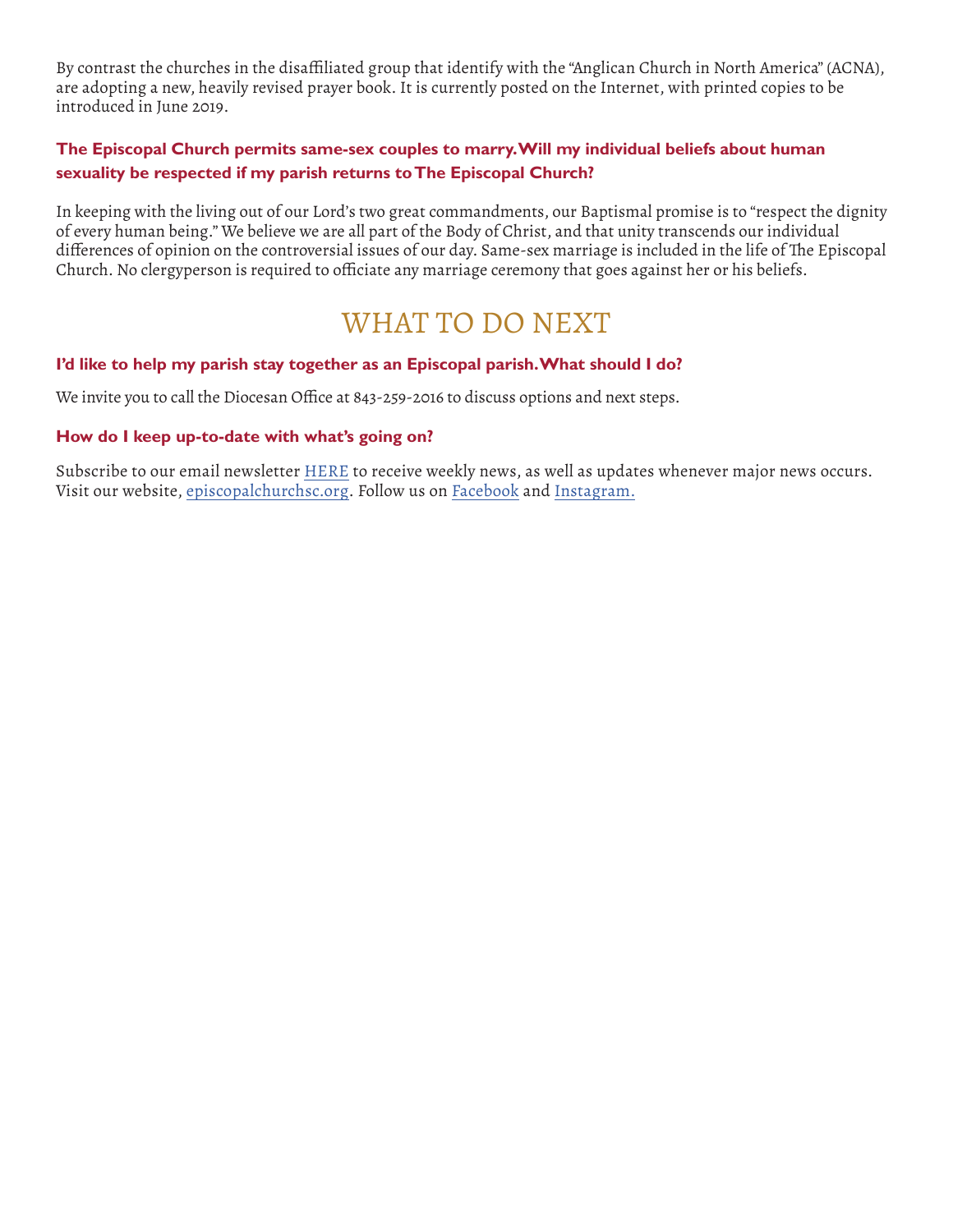By contrast the churches in the disaffiliated group that identify with the "Anglican Church in North America" (ACNA), are adopting a new, heavily revised prayer book. It is currently posted on the Internet, with printed copies to be introduced in June 2019.

### The Episcopal Church permits same-sex couples to marry. Will my individual beliefs about human sexuality be respected if my parish returns to The Episcopal Church?

In keeping with the living out of our Lord's two great commandments, our Baptismal promise is to "respect the dignity of every human being." We believe we are all part of the Body of Christ, and that unity transcends our individual differences of opinion on the controversial issues of our day. Same-sex marriage is included in the life of The Episcopal Church. No clergyperson is required to officiate any marriage ceremony that goes against her or his beliefs.

## WHAT TO DO NEXT

### I'd like to help my parish stay together as an Episcopal parish. What should I do?

We invite you to call the Diocesan Office at 843-259-2016 to discuss options and next steps.

### How do I keep up-to-date with what's going on?

Subscribe to our email newsletter HERE to receive weekly news, as well as updates whenever major news occurs. Visit our website, episcopalchurchsc.org. Follow us on Facebook and Instagram.